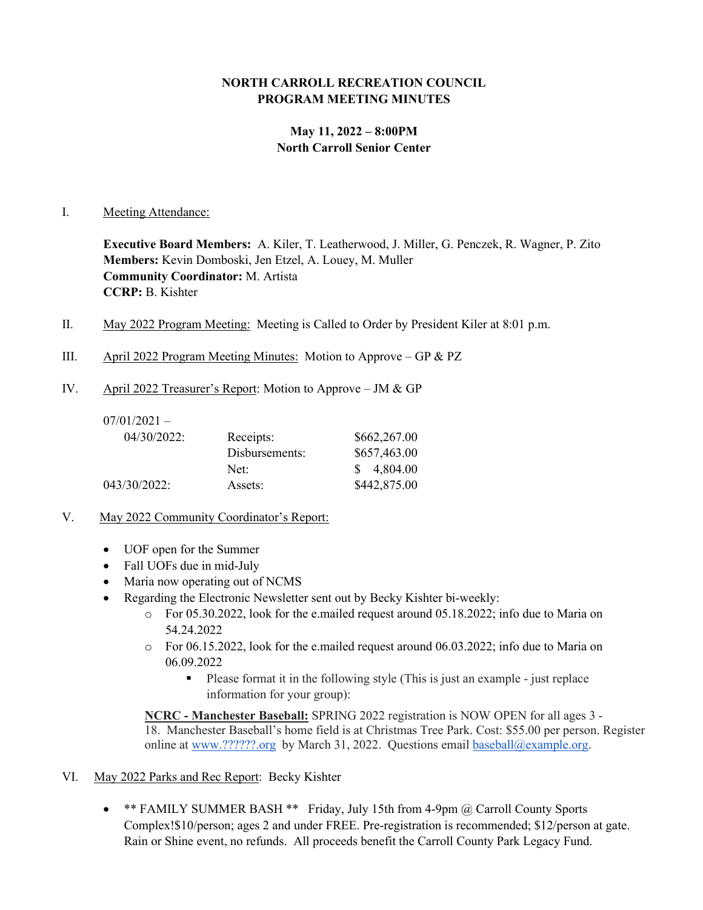**NORTH CARROLL RECREATION COUNCIL**
**PROGRAM MEETING MINUTES**

**May 11, 2022 – 8:00PM**
**North Carroll Senior Center**

I. Meeting Attendance:

**Executive Board Members:** A. Kiler, T. Leatherwood, J. Miller, G. Penczek, R. Wagner, P. Zito
**Members:** Kevin Domboski, Jen Etzel, A. Louey, M. Muller
**Community Coordinator:** M. Artista
**CCRP:** B. Kishter

II. May 2022 Program Meeting: Meeting is Called to Order by President Kiler at 8:01 p.m.

III. April 2022 Program Meeting Minutes: Motion to Approve – GP & PZ

IV. April 2022 Treasurer's Report: Motion to Approve – JM & GP

| 07/01/2021 – 04/30/2022: | Receipts: | $662,267.00 |
|---|---|---|
| | Disbursements: | $657,463.00 |
| | Net: | $ 4,804.00 |
| 043/30/2022: | Assets: | $442,875.00 |

V. May 2022 Community Coordinator's Report:

- UOF open for the Summer
- Fall UOFs due in mid-July
- Maria now operating out of NCMS
- Regarding the Electronic Newsletter sent out by Becky Kishter bi-weekly:
  - For 05.30.2022, look for the e.mailed request around 05.18.2022; info due to Maria on 54.24.2022
  - For 06.15.2022, look for the e.mailed request around 06.03.2022; info due to Maria on 06.09.2022
    - Please format it in the following style (This is just an example - just replace information for your group):

**NCRC - Manchester Baseball:** SPRING 2022 registration is NOW OPEN for all ages 3 - 18. Manchester Baseball's home field is at Christmas Tree Park. Cost: $55.00 per person. Register online at www.??????.org by March 31, 2022. Questions email baseball@example.org.

VI. May 2022 Parks and Rec Report: Becky Kishter

- ** FAMILY SUMMER BASH ** Friday, July 15th from 4-9pm @ Carroll County Sports Complex!$10/person; ages 2 and under FREE. Pre-registration is recommended; $12/person at gate. Rain or Shine event, no refunds. All proceeds benefit the Carroll County Park Legacy Fund.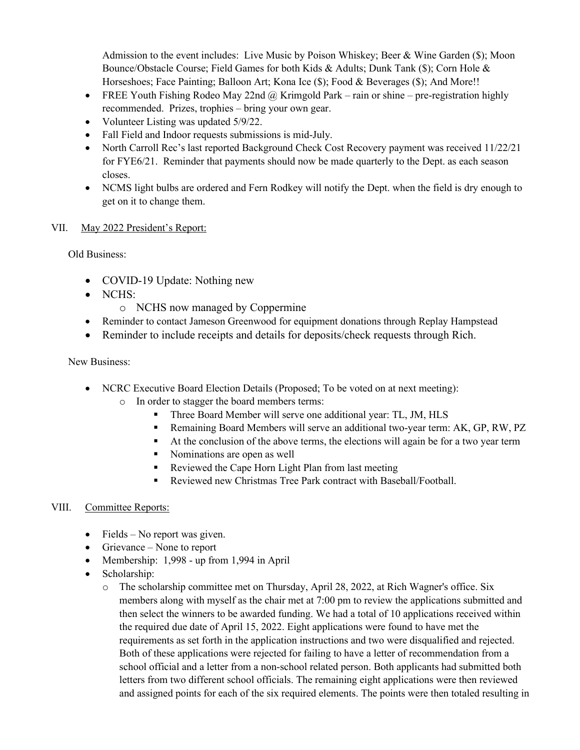Admission to the event includes: Live Music by Poison Whiskey; Beer & Wine Garden ($); Moon Bounce/Obstacle Course; Field Games for both Kids & Adults; Dunk Tank ($); Corn Hole & Horseshoes; Face Painting; Balloon Art; Kona Ice ($); Food & Beverages ($); And More!!

- FREE Youth Fishing Rodeo May 22nd @ Krimgold Park – rain or shine – pre-registration highly recommended. Prizes, trophies – bring your own gear.
- Volunteer Listing was updated 5/9/22.
- Fall Field and Indoor requests submissions is mid-July.
- North Carroll Rec's last reported Background Check Cost Recovery payment was received 11/22/21 for FYE6/21. Reminder that payments should now be made quarterly to the Dept. as each season closes.
- NCMS light bulbs are ordered and Fern Rodkey will notify the Dept. when the field is dry enough to get on it to change them.

## VII. May 2022 President's Report:

Old Business:

- COVID-19 Update: Nothing new
- NCHS:
  - NCHS now managed by Coppermine
- Reminder to contact Jameson Greenwood for equipment donations through Replay Hampstead
- Reminder to include receipts and details for deposits/check requests through Rich.

New Business:

- NCRC Executive Board Election Details (Proposed; To be voted on at next meeting):
  - In order to stagger the board members terms:
    - Three Board Member will serve one additional year: TL, JM, HLS
    - Remaining Board Members will serve an additional two-year term: AK, GP, RW, PZ
    - At the conclusion of the above terms, the elections will again be for a two year term
    - Nominations are open as well
    - Reviewed the Cape Horn Light Plan from last meeting
    - Reviewed new Christmas Tree Park contract with Baseball/Football.

## VIII. Committee Reports:

- Fields – No report was given.
- Grievance – None to report
- Membership: 1,998 - up from 1,994 in April
- Scholarship:
  - The scholarship committee met on Thursday, April 28, 2022, at Rich Wagner's office. Six members along with myself as the chair met at 7:00 pm to review the applications submitted and then select the winners to be awarded funding. We had a total of 10 applications received within the required due date of April 15, 2022. Eight applications were found to have met the requirements as set forth in the application instructions and two were disqualified and rejected. Both of these applications were rejected for failing to have a letter of recommendation from a school official and a letter from a non-school related person. Both applicants had submitted both letters from two different school officials. The remaining eight applications were then reviewed and assigned points for each of the six required elements. The points were then totaled resulting in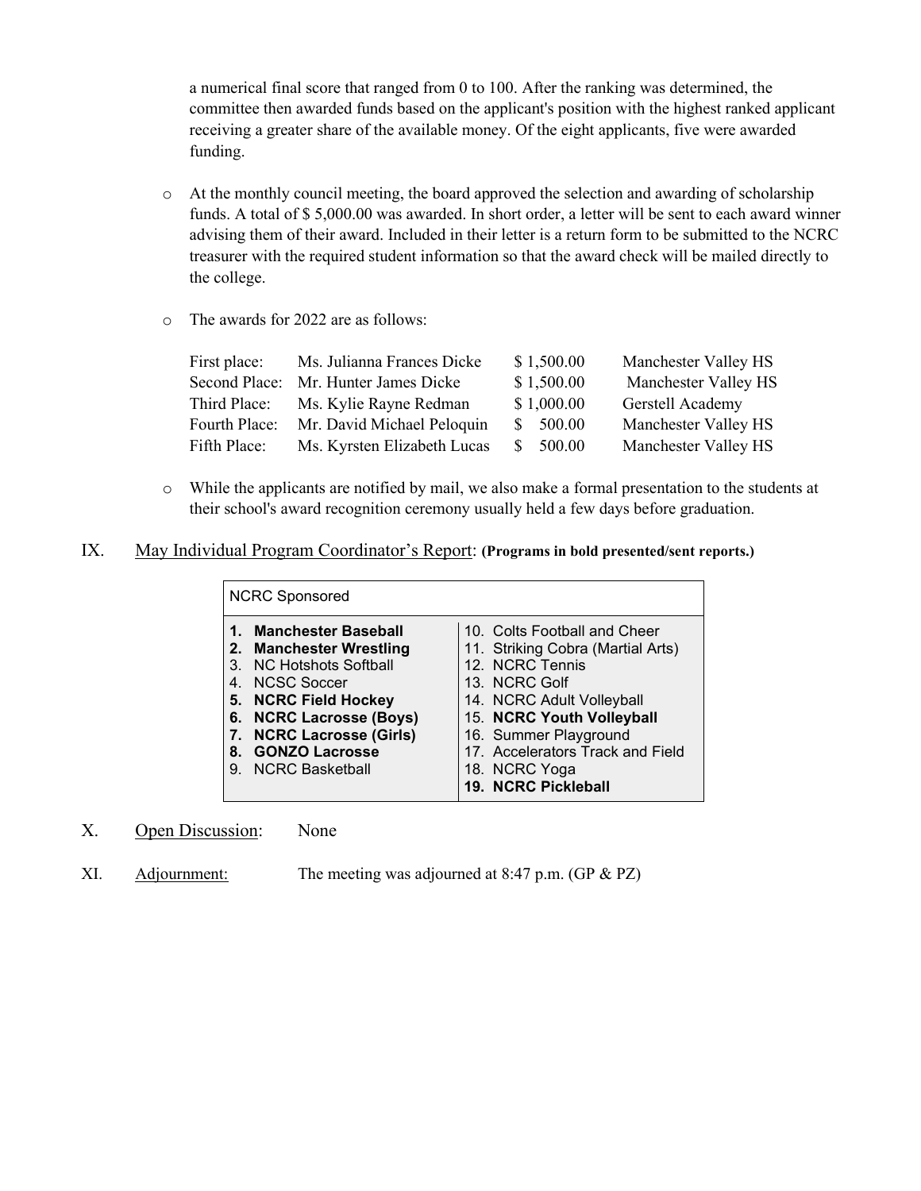a numerical final score that ranged from 0 to 100. After the ranking was determined, the committee then awarded funds based on the applicant's position with the highest ranked applicant receiving a greater share of the available money. Of the eight applicants, five were awarded funding.

- At the monthly council meeting, the board approved the selection and awarding of scholarship funds. A total of $ 5,000.00 was awarded. In short order, a letter will be sent to each award winner advising them of their award. Included in their letter is a return form to be submitted to the NCRC treasurer with the required student information so that the award check will be mailed directly to the college.

- The awards for 2022 are as follows:

| | | | |
|---|---|---|---|
| First place: | Ms. Julianna Frances Dicke | $ 1,500.00 | Manchester Valley HS |
| Second Place: | Mr. Hunter James Dicke | $ 1,500.00 | Manchester Valley HS |
| Third Place: | Ms. Kylie Rayne Redman | $ 1,000.00 | Gerstell Academy |
| Fourth Place: | Mr. David Michael Peloquin | $ 500.00 | Manchester Valley HS |
| Fifth Place: | Ms. Kyrsten Elizabeth Lucas | $ 500.00 | Manchester Valley HS |

- While the applicants are notified by mail, we also make a formal presentation to the students at their school's award recognition ceremony usually held a few days before graduation.

## IX. May Individual Program Coordinator's Report: **(Programs in bold presented/sent reports.)**

| NCRC Sponsored | |
|---|---|
| **1. Manchester Baseball** | 10. Colts Football and Cheer |
| **2. Manchester Wrestling** | 11. Striking Cobra (Martial Arts) |
| 3. NC Hotshots Softball | 12. NCRC Tennis |
| 4. NCSC Soccer | 13. NCRC Golf |
| **5. NCRC Field Hockey** | 14. NCRC Adult Volleyball |
| **6. NCRC Lacrosse (Boys)** | 15. **NCRC Youth Volleyball** |
| **7. NCRC Lacrosse (Girls)** | 16. Summer Playground |
| **8. GONZO Lacrosse** | 17. Accelerators Track and Field |
| 9. NCRC Basketball | 18. NCRC Yoga |
| | **19. NCRC Pickleball** |

## X. Open Discussion: None

## XI. Adjournment: The meeting was adjourned at 8:47 p.m. (GP & PZ)